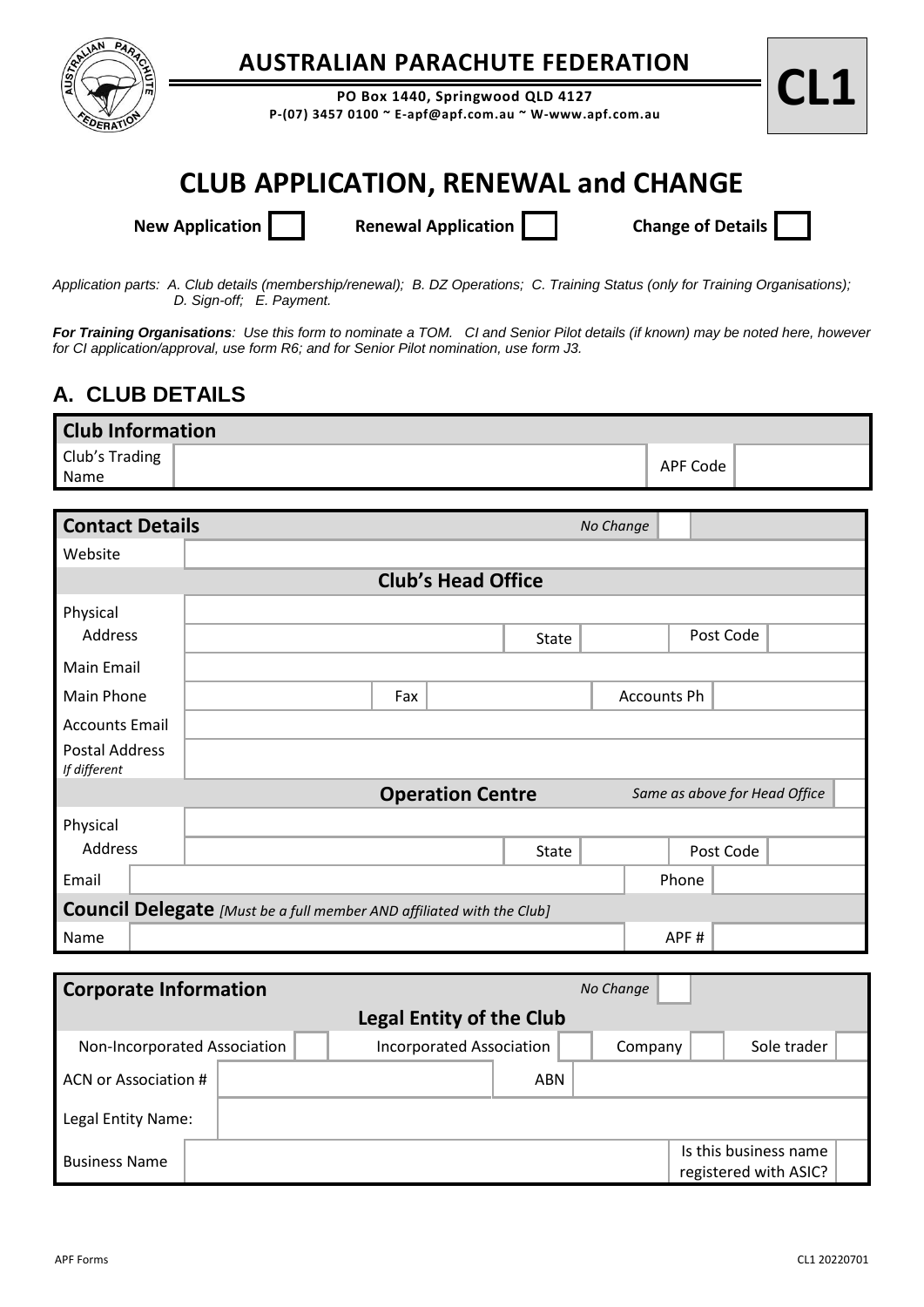# AUSTRALIAN PARACHUTE FEDERATION

**PO Box 1440, Springwood QLD 4127**
**P-(07) 3457 0100 ~ E-apf@apf.com.au ~ W-www.apf.com.au**

**CL1**

# CLUB APPLICATION, RENEWAL and CHANGE

**New Application** ☐ **Renewal Application** ☐ **Change of Details** ☐

*Application parts: A. Club details (membership/renewal); B. DZ Operations; C. Training Status (only for Training Organisations); D. Sign-off; E. Payment.*

***For Training Organisations**: Use this form to nominate a TOM. CI and Senior Pilot details (if known) may be noted here, however for CI application/approval, use form R6; and for Senior Pilot nomination, use form J3.*

## A. CLUB DETAILS

| **Club Information** | | | |
|---|---|---|---|
| Club's Trading Name | | APF Code | |

| **Contact Details** | | | | *No Change* | ☐ |
|---|---|---|---|---|---|
| Website | | | | | |
| **Club's Head Office** | | | | | |
| Physical Address | | | | | |
| | | State | | Post Code | |
| Main Email | | | | | |
| Main Phone | | Fax | | Accounts Ph | |
| Accounts Email | | | | | |
| Postal Address *If different* | | | | | |
| **Operation Centre** | | | | *Same as above for Head Office* | ☐ |
| Physical Address | | | | | |
| | | State | | Post Code | |
| Email | | | | Phone | |
| **Council Delegate** *[Must be a full member AND affiliated with the Club]* | | | | | |
| Name | | | | APF # | |

| **Corporate Information** | | | | | | *No Change* | ☐ |
|---|---|---|---|---|---|---|---|
| **Legal Entity of the Club** | | | | | | | |
| Non-Incorporated Association | ☐ | Incorporated Association | ☐ | Company | ☐ | Sole trader | ☐ |
| ACN or Association # | | | | ABN | | | |
| Legal Entity Name: | | | | | | | |
| Business Name | | | | | | Is this business name registered with ASIC? | ☐ |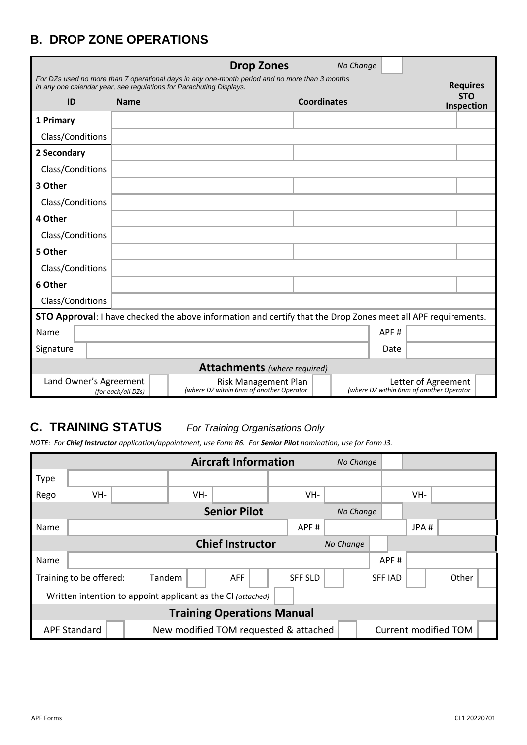## B. DROP ZONE OPERATIONS

| Drop Zones | | | No Change | |
|---|---|---|---|---|
| *For DZs used no more than 7 operational days in any one-month period and no more than 3 months in any one calendar year, see regulations for Parachuting Displays.* | | | | |
| **ID** | **Name** | **Coordinates** | | **Requires STO Inspection** |
| **1 Primary** | | | | |
| Class/Conditions | | | | |
| **2 Secondary** | | | | |
| Class/Conditions | | | | |
| **3 Other** | | | | |
| Class/Conditions | | | | |
| **4 Other** | | | | |
| Class/Conditions | | | | |
| **5 Other** | | | | |
| Class/Conditions | | | | |
| **6 Other** | | | | |
| Class/Conditions | | | | |

**STO Approval**: I have checked the above information and certify that the Drop Zones meet all APF requirements.

| | | | |
|---|---|---|---|
| Name | | APF # | |
| Signature | | Date | |

**Attachments** *(where required)*

| | | | | | |
|---|---|---|---|---|---|
| Land Owner's Agreement *(for each/all DZs)* | | Risk Management Plan *(where DZ within 6nm of another Operator* | | Letter of Agreement *(where DZ within 6nm of another Operator* | |

## C. TRAINING STATUS *For Training Organisations Only*

*NOTE: For **Chief Instructor** application/appointment, use Form R6. For **Senior Pilot** nomination, use for Form J3.*

**Aircraft Information** *No Change* ☐

| | | | | | | | | |
|---|---|---|---|---|---|---|---|---|
| Type | | | | | | | | |
| Rego | VH- | | VH- | | VH- | | VH- | |

**Senior Pilot** *No Change* ☐

| | | | | | |
|---|---|---|---|---|---|
| Name | | APF # | | JPA # | |

**Chief Instructor** *No Change* ☐

| | | | |
|---|---|---|---|
| Name | | APF # | |

Training to be offered: Tandem ☐ AFF ☐ SFF SLD ☐ SFF IAD ☐ Other ☐

Written intention to appoint applicant as the CI *(attached)* ☐

**Training Operations Manual**

APF Standard ☐ New modified TOM requested & attached ☐ Current modified TOM ☐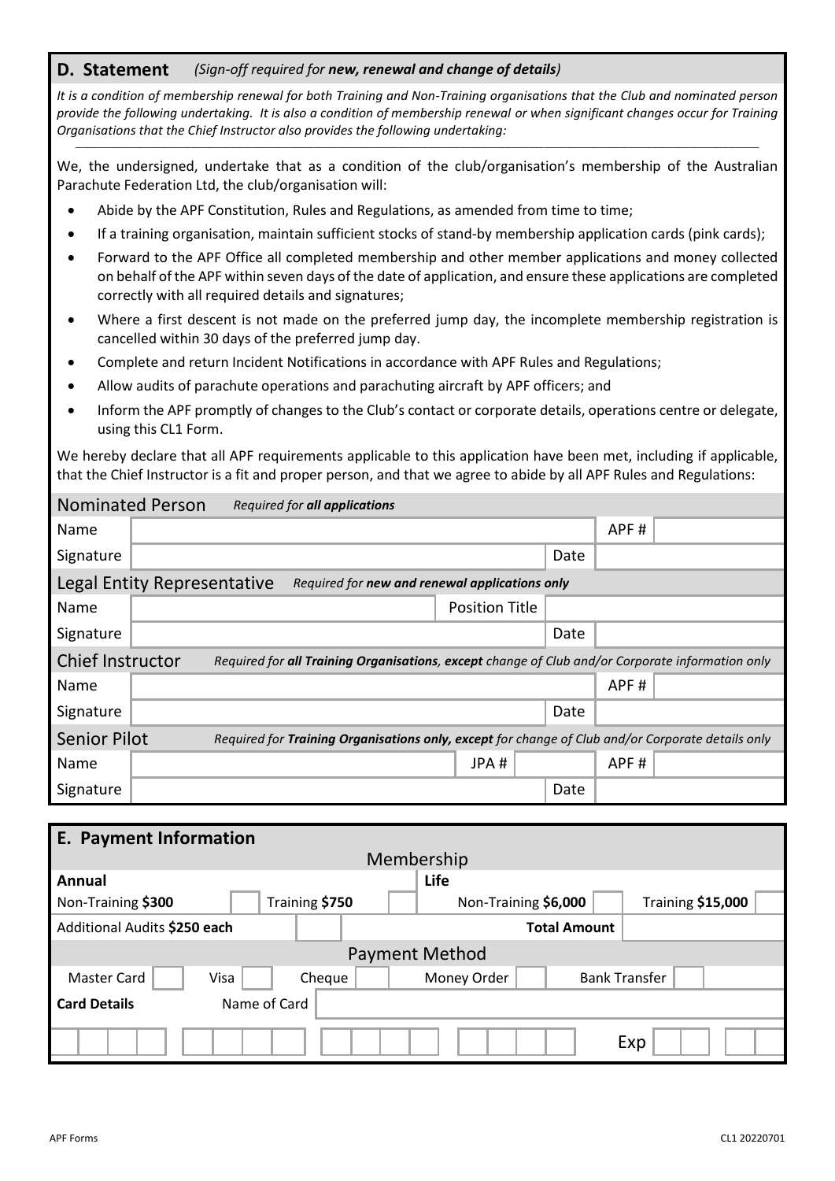## D. Statement *(Sign-off required for* ***new, renewal and change of details****)*

*It is a condition of membership renewal for both Training and Non-Training organisations that the Club and nominated person provide the following undertaking. It is also a condition of membership renewal or when significant changes occur for Training Organisations that the Chief Instructor also provides the following undertaking:*

We, the undersigned, undertake that as a condition of the club/organisation's membership of the Australian Parachute Federation Ltd, the club/organisation will:

- Abide by the APF Constitution, Rules and Regulations, as amended from time to time;
- If a training organisation, maintain sufficient stocks of stand-by membership application cards (pink cards);
- Forward to the APF Office all completed membership and other member applications and money collected on behalf of the APF within seven days of the date of application, and ensure these applications are completed correctly with all required details and signatures;
- Where a first descent is not made on the preferred jump day, the incomplete membership registration is cancelled within 30 days of the preferred jump day.
- Complete and return Incident Notifications in accordance with APF Rules and Regulations;
- Allow audits of parachute operations and parachuting aircraft by APF officers; and
- Inform the APF promptly of changes to the Club's contact or corporate details, operations centre or delegate, using this CL1 Form.

We hereby declare that all APF requirements applicable to this application have been met, including if applicable, that the Chief Instructor is a fit and proper person, and that we agree to abide by all APF Rules and Regulations:

| | | | | | |
|---|---|---|---|---|---|
| **Nominated Person** *Required for* ***all applications*** | | | | | |
| Name | | | | APF # | |
| Signature | | | | Date | |
| **Legal Entity Representative** *Required for* ***new and renewal applications only*** | | | | | |
| Name | | Position Title | | | |
| Signature | | | | Date | |
| **Chief Instructor** *Required for* ***all Training Organisations****,* ***except*** *change of Club and/or Corporate information only* | | | | | |
| Name | | | | APF # | |
| Signature | | | | Date | |
| **Senior Pilot** *Required for* ***Training Organisations only, except*** *for change of Club and/or Corporate details only* | | | | | |
| Name | | JPA # | | APF # | |
| Signature | | | | Date | |

## E. Payment Information

| | | | | | | | |
|---|---|---|---|---|---|---|---|
| Membership | | | | | | | |
| **Annual** | | | | **Life** | | | |
| Non-Training **$300** | | Training **$750** | | Non-Training **$6,000** | | Training **$15,000** | |
| Additional Audits **$250 each** | | | | **Total Amount** | | | |
| Payment Method | | | | | | | |
| Master Card | | Visa | | Cheque | | Money Order | |
| Bank Transfer | | | | | | | |
| **Card Details** | Name of Card | | | | | | |
| | | | | | | Exp | |